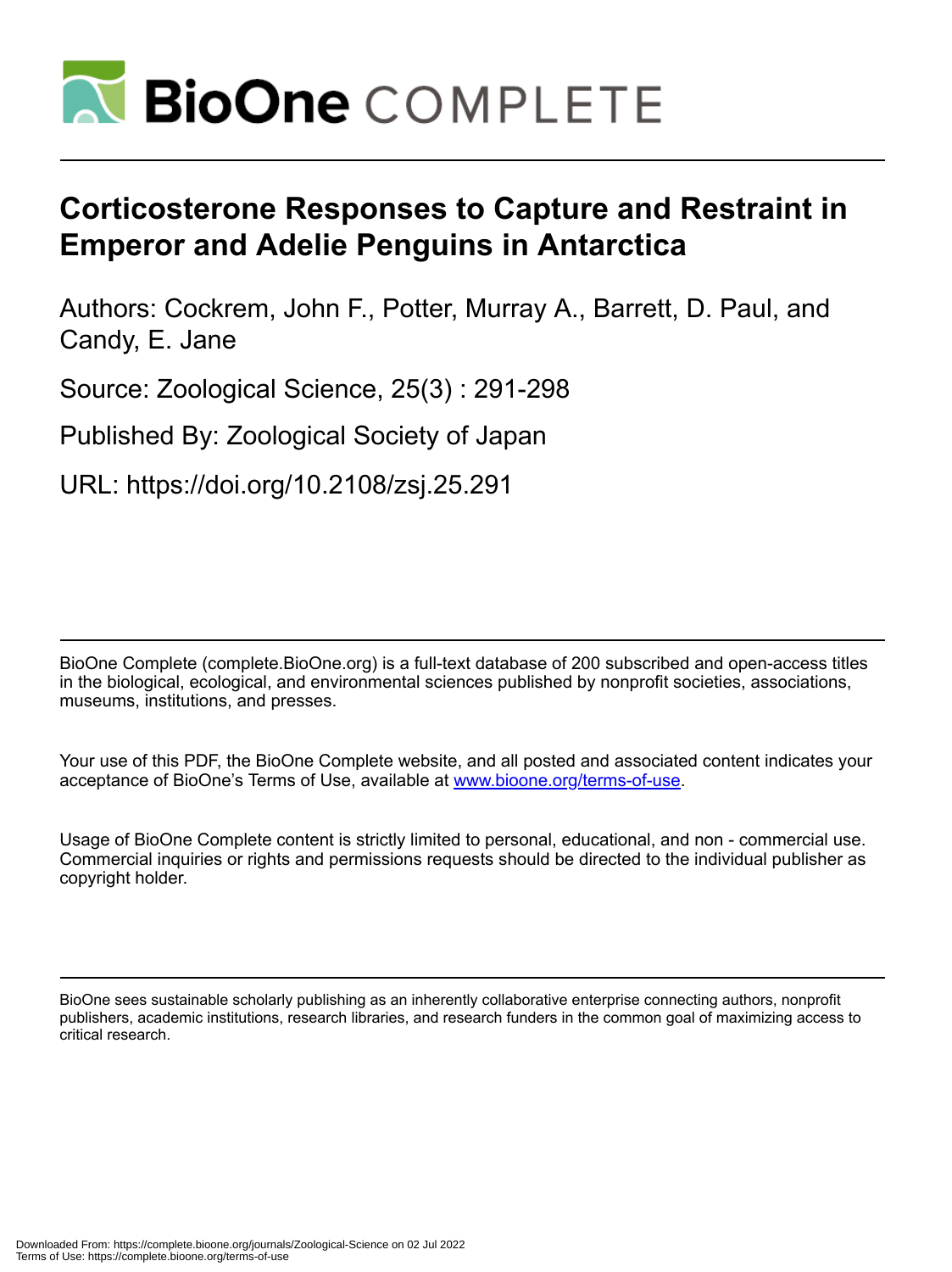# Corticosterone Responses to Capture and Restraint in Emperor and Adelie Penguins in Antarctica

Authors: Cockrem, John F., Potter, Murray A., Barrett, D. Paul, and Candy, E. Jane

Source: Zoological Science, 25(3) : 291-298

Published By: Zoological Society of Japan

URL: https://doi.org/10.2108/zsj.25.291

BioOne Complete (complete.BioOne.org) is a full-text database of 200 subscribed and open-access titles in the biological, ecological, and environmental sciences published by nonprofit societies, associations, museums, institutions, and presses.

Your use of this PDF, the BioOne Complete website, and all posted and associated content indicates your acceptance of BioOne's Terms of Use, available at www.bioone.org/terms-of-use.

Usage of BioOne Complete content is strictly limited to personal, educational, and non - commercial use. Commercial inquiries or rights and permissions requests should be directed to the individual publisher as copyright holder.

BioOne sees sustainable scholarly publishing as an inherently collaborative enterprise connecting authors, nonprofit publishers, academic institutions, research libraries, and research funders in the common goal of maximizing access to critical research.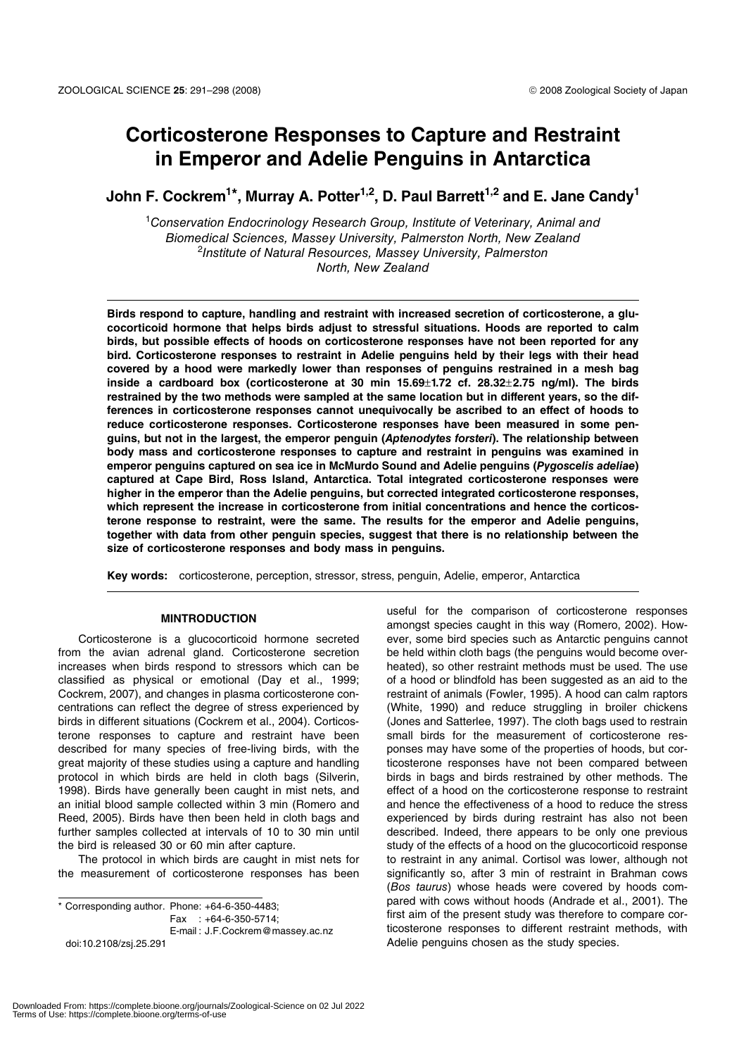# Corticosterone Responses to Capture and Restraint in Emperor and Adelie Penguins in Antarctica

**John F. Cockrem[1]\*, Murray A. Potter[1,2], D. Paul Barrett[1,2] and E. Jane Candy[1]**

[1]*Conservation Endocrinology Research Group, Institute of Veterinary, Animal and Biomedical Sciences, Massey University, Palmerston North, New Zealand*
[2]*Institute of Natural Resources, Massey University, Palmerston North, New Zealand*

**Birds respond to capture, handling and restraint with increased secretion of corticosterone, a glucocorticoid hormone that helps birds adjust to stressful situations. Hoods are reported to calm birds, but possible effects of hoods on corticosterone responses have not been reported for any bird. Corticosterone responses to restraint in Adelie penguins held by their legs with their head covered by a hood were markedly lower than responses of penguins restrained in a mesh bag inside a cardboard box (corticosterone at 30 min 15.69±1.72 cf. 28.32±2.75 ng/ml). The birds restrained by the two methods were sampled at the same location but in different years, so the differences in corticosterone responses cannot unequivocally be ascribed to an effect of hoods to reduce corticosterone responses. Corticosterone responses have been measured in some penguins, but not in the largest, the emperor penguin (*Aptenodytes forsteri*). The relationship between body mass and corticosterone responses to capture and restraint in penguins was examined in emperor penguins captured on sea ice in McMurdo Sound and Adelie penguins (*Pygoscelis adeliae*) captured at Cape Bird, Ross Island, Antarctica. Total integrated corticosterone responses were higher in the emperor than the Adelie penguins, but corrected integrated corticosterone responses, which represent the increase in corticosterone from initial concentrations and hence the corticosterone response to restraint, were the same. The results for the emperor and Adelie penguins, together with data from other penguin species, suggest that there is no relationship between the size of corticosterone responses and body mass in penguins.**

**Key words:** corticosterone, perception, stressor, stress, penguin, Adelie, emperor, Antarctica

## MINTRODUCTION

Corticosterone is a glucocorticoid hormone secreted from the avian adrenal gland. Corticosterone secretion increases when birds respond to stressors which can be classified as physical or emotional (Day et al., 1999; Cockrem, 2007), and changes in plasma corticosterone concentrations can reflect the degree of stress experienced by birds in different situations (Cockrem et al., 2004). Corticosterone responses to capture and restraint have been described for many species of free-living birds, with the great majority of these studies using a capture and handling protocol in which birds are held in cloth bags (Silverin, 1998). Birds have generally been caught in mist nets, and an initial blood sample collected within 3 min (Romero and Reed, 2005). Birds have then been held in cloth bags and further samples collected at intervals of 10 to 30 min until the bird is released 30 or 60 min after capture.

The protocol in which birds are caught in mist nets for the measurement of corticosterone responses has been useful for the comparison of corticosterone responses amongst species caught in this way (Romero, 2002). However, some bird species such as Antarctic penguins cannot be held within cloth bags (the penguins would become overheated), so other restraint methods must be used. The use of a hood or blindfold has been suggested as an aid to the restraint of animals (Fowler, 1995). A hood can calm raptors (White, 1990) and reduce struggling in broiler chickens (Jones and Satterlee, 1997). The cloth bags used to restrain small birds for the measurement of corticosterone responses may have some of the properties of hoods, but corticosterone responses have not been compared between birds in bags and birds restrained by other methods. The effect of a hood on the corticosterone response to restraint and hence the effectiveness of a hood to reduce the stress experienced by birds during restraint has also not been described. Indeed, there appears to be only one previous study of the effects of a hood on the glucocorticoid response to restraint in any animal. Cortisol was lower, although not significantly so, after 3 min of restraint in Brahman cows (*Bos taurus*) whose heads were covered by hoods compared with cows without hoods (Andrade et al., 2001). The first aim of the present study was therefore to compare corticosterone responses to different restraint methods, with Adelie penguins chosen as the study species.

\* Corresponding author. Phone: +64-6-350-4483;
Fax : +64-6-350-5714;
E-mail : J.F.Cockrem@massey.ac.nz
doi:10.2108/zsj.25.291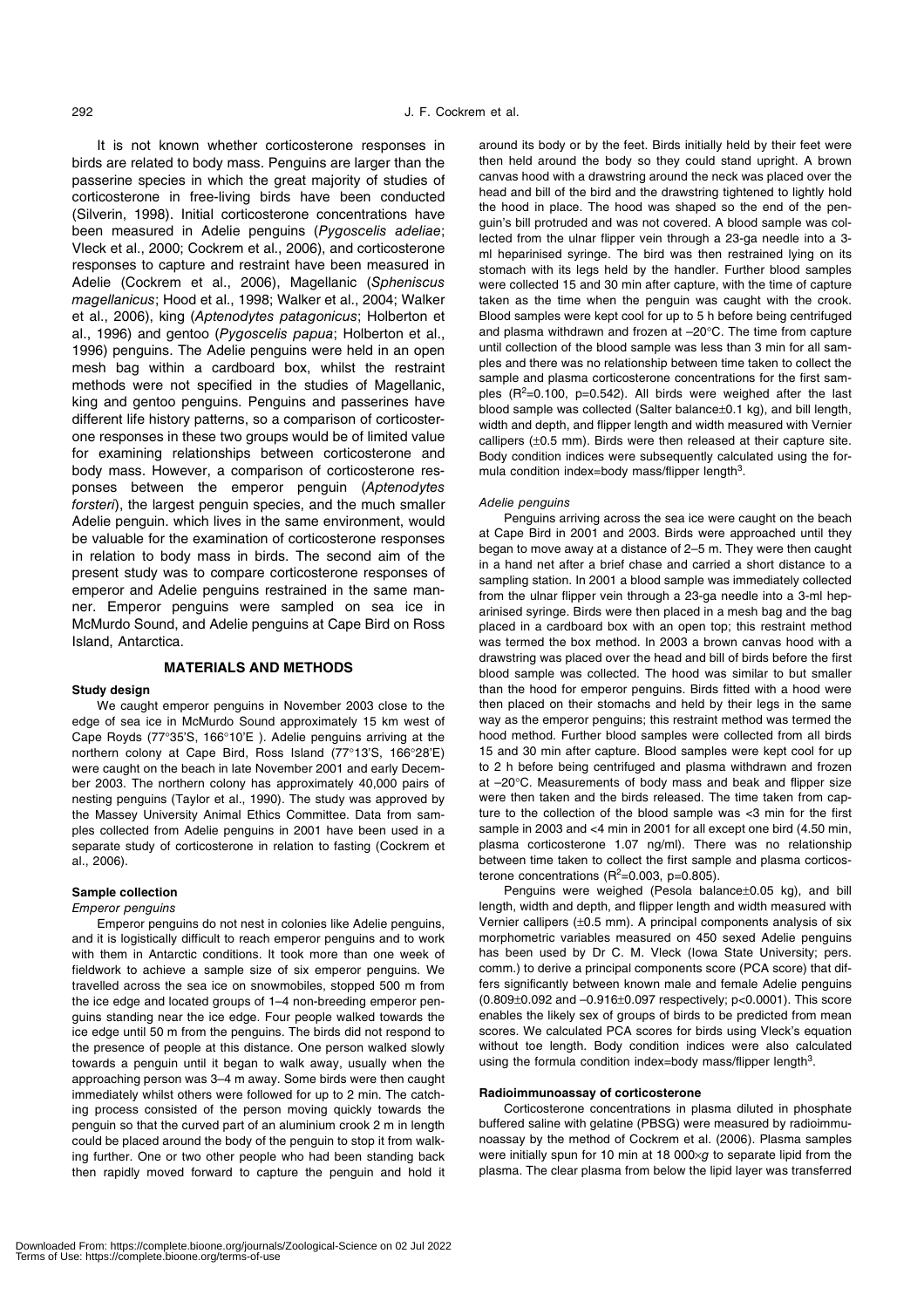It is not known whether corticosterone responses in birds are related to body mass. Penguins are larger than the passerine species in which the great majority of studies of corticosterone in free-living birds have been conducted (Silverin, 1998). Initial corticosterone concentrations have been measured in Adelie penguins (*Pygoscelis adeliae*; Vleck et al., 2000; Cockrem et al., 2006), and corticosterone responses to capture and restraint have been measured in Adelie (Cockrem et al., 2006), Magellanic (*Spheniscus magellanicus*; Hood et al., 1998; Walker et al., 2004; Walker et al., 2006), king (*Aptenodytes patagonicus*; Holberton et al., 1996) and gentoo (*Pygoscelis papua*; Holberton et al., 1996) penguins. The Adelie penguins were held in an open mesh bag within a cardboard box, whilst the restraint methods were not specified in the studies of Magellanic, king and gentoo penguins. Penguins and passerines have different life history patterns, so a comparison of corticosterone responses in these two groups would be of limited value for examining relationships between corticosterone and body mass. However, a comparison of corticosterone responses between the emperor penguin (*Aptenodytes forsteri*), the largest penguin species, and the much smaller Adelie penguin. which lives in the same environment, would be valuable for the examination of corticosterone responses in relation to body mass in birds. The second aim of the present study was to compare corticosterone responses of emperor and Adelie penguins restrained in the same manner. Emperor penguins were sampled on sea ice in McMurdo Sound, and Adelie penguins at Cape Bird on Ross Island, Antarctica.

## MATERIALS AND METHODS

### Study design

We caught emperor penguins in November 2003 close to the edge of sea ice in McMurdo Sound approximately 15 km west of Cape Royds (77°35'S, 166°10'E ). Adelie penguins arriving at the northern colony at Cape Bird, Ross Island (77°13'S, 166°28'E) were caught on the beach in late November 2001 and early December 2003. The northern colony has approximately 40,000 pairs of nesting penguins (Taylor et al., 1990). The study was approved by the Massey University Animal Ethics Committee. Data from samples collected from Adelie penguins in 2001 have been used in a separate study of corticosterone in relation to fasting (Cockrem et al., 2006).

### Sample collection

#### *Emperor penguins*

Emperor penguins do not nest in colonies like Adelie penguins, and it is logistically difficult to reach emperor penguins and to work with them in Antarctic conditions. It took more than one week of fieldwork to achieve a sample size of six emperor penguins. We travelled across the sea ice on snowmobiles, stopped 500 m from the ice edge and located groups of 1–4 non-breeding emperor penguins standing near the ice edge. Four people walked towards the ice edge until 50 m from the penguins. The birds did not respond to the presence of people at this distance. One person walked slowly towards a penguin until it began to walk away, usually when the approaching person was 3–4 m away. Some birds were then caught immediately whilst others were followed for up to 2 min. The catching process consisted of the person moving quickly towards the penguin so that the curved part of an aluminium crook 2 m in length could be placed around the body of the penguin to stop it from walking further. One or two other people who had been standing back then rapidly moved forward to capture the penguin and hold it around its body or by the feet. Birds initially held by their feet were then held around the body so they could stand upright. A brown canvas hood with a drawstring around the neck was placed over the head and bill of the bird and the drawstring tightened to lightly hold the hood in place. The hood was shaped so the end of the penguin's bill protruded and was not covered. A blood sample was collected from the ulnar flipper vein through a 23-ga needle into a 3-ml heparinised syringe. The bird was then restrained lying on its stomach with its legs held by the handler. Further blood samples were collected 15 and 30 min after capture, with the time of capture taken as the time when the penguin was caught with the crook. Blood samples were kept cool for up to 5 h before being centrifuged and plasma withdrawn and frozen at –20°C. The time from capture until collection of the blood sample was less than 3 min for all samples and there was no relationship between time taken to collect the sample and plasma corticosterone concentrations for the first samples ($R^2$=0.100, p=0.542). All birds were weighed after the last blood sample was collected (Salter balance±0.1 kg), and bill length, width and depth, and flipper length and width measured with Vernier callipers (±0.5 mm). Birds were then released at their capture site. Body condition indices were subsequently calculated using the formula condition index=body mass/flipper length$^3$.

#### *Adelie penguins*

Penguins arriving across the sea ice were caught on the beach at Cape Bird in 2001 and 2003. Birds were approached until they began to move away at a distance of 2–5 m. They were then caught in a hand net after a brief chase and carried a short distance to a sampling station. In 2001 a blood sample was immediately collected from the ulnar flipper vein through a 23-ga needle into a 3-ml heparinised syringe. Birds were then placed in a mesh bag and the bag placed in a cardboard box with an open top; this restraint method was termed the box method. In 2003 a brown canvas hood with a drawstring was placed over the head and bill of birds before the first blood sample was collected. The hood was similar to but smaller than the hood for emperor penguins. Birds fitted with a hood were then placed on their stomachs and held by their legs in the same way as the emperor penguins; this restraint method was termed the hood method. Further blood samples were collected from all birds 15 and 30 min after capture. Blood samples were kept cool for up to 2 h before being centrifuged and plasma withdrawn and frozen at –20°C. Measurements of body mass and beak and flipper size were then taken and the birds released. The time taken from capture to the collection of the blood sample was <3 min for the first sample in 2003 and <4 min in 2001 for all except one bird (4.50 min, plasma corticosterone 1.07 ng/ml). There was no relationship between time taken to collect the first sample and plasma corticosterone concentrations ($R^2$=0.003, p=0.805).

Penguins were weighed (Pesola balance±0.05 kg), and bill length, width and depth, and flipper length and width measured with Vernier callipers (±0.5 mm). A principal components analysis of six morphometric variables measured on 450 sexed Adelie penguins has been used by Dr C. M. Vleck (Iowa State University; pers. comm.) to derive a principal components score (PCA score) that differs significantly between known male and female Adelie penguins (0.809±0.092 and –0.916±0.097 respectively; p<0.0001). This score enables the likely sex of groups of birds to be predicted from mean scores. We calculated PCA scores for birds using Vleck's equation without toe length. Body condition indices were also calculated using the formula condition index=body mass/flipper length$^3$.

### Radioimmunoassay of corticosterone

Corticosterone concentrations in plasma diluted in phosphate buffered saline with gelatine (PBSG) were measured by radioimmunoassay by the method of Cockrem et al. (2006). Plasma samples were initially spun for 10 min at 18 000×*g* to separate lipid from the plasma. The clear plasma from below the lipid layer was transferred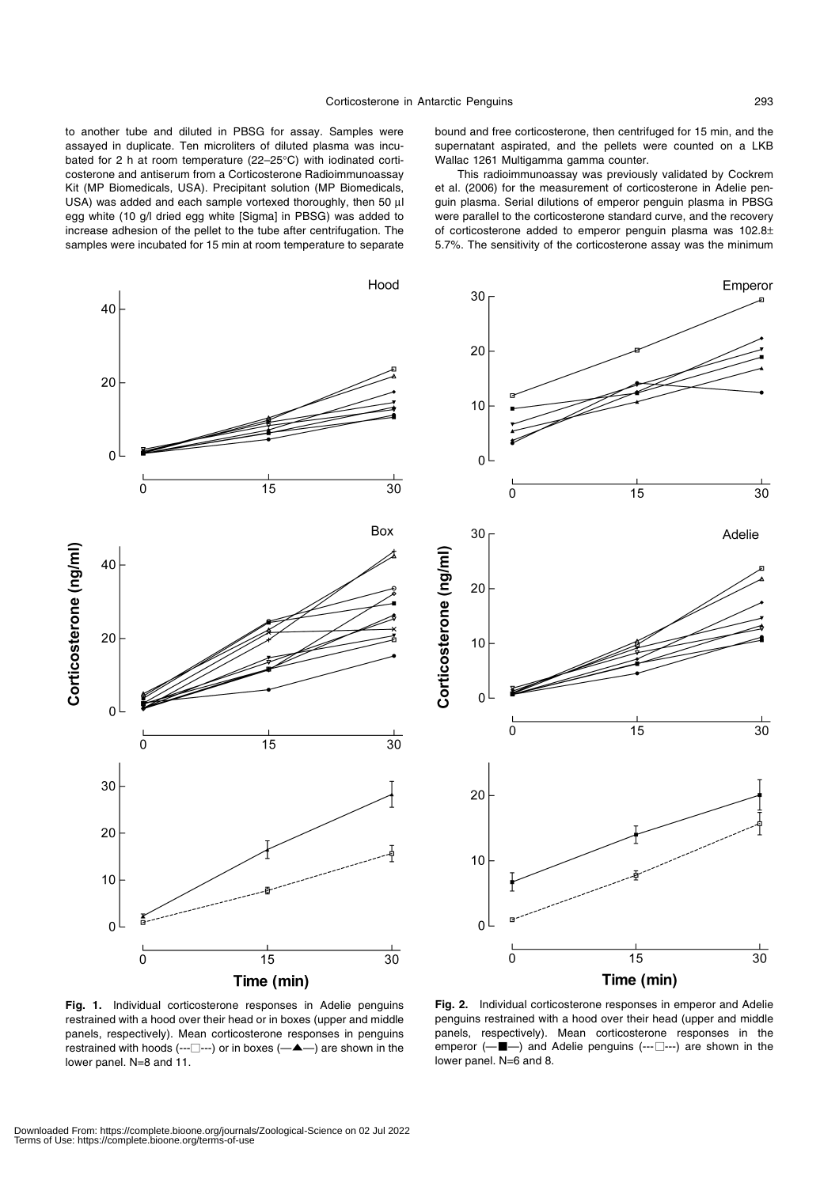to another tube and diluted in PBSG for assay. Samples were assayed in duplicate. Ten microliters of diluted plasma was incubated for 2 h at room temperature (22–25°C) with iodinated corticosterone and antiserum from a Corticosterone Radioimmunoassay Kit (MP Biomedicals, USA). Precipitant solution (MP Biomedicals, USA) was added and each sample vortexed thoroughly, then 50 µl egg white (10 g/l dried egg white [Sigma] in PBSG) was added to increase adhesion of the pellet to the tube after centrifugation. The samples were incubated for 15 min at room temperature to separate bound and free corticosterone, then centrifuged for 15 min, and the supernatant aspirated, and the pellets were counted on a LKB Wallac 1261 Multigamma gamma counter.

This radioimmunoassay was previously validated by Cockrem et al. (2006) for the measurement of corticosterone in Adelie penguin plasma. Serial dilutions of emperor penguin plasma in PBSG were parallel to the corticosterone standard curve, and the recovery of corticosterone added to emperor penguin plasma was 102.8± 5.7%. The sensitivity of the corticosterone assay was the minimum

**Fig. 1.** Individual corticosterone responses in Adelie penguins restrained with a hood over their head or in boxes (upper and middle panels, respectively). Mean corticosterone responses in penguins restrained with hoods (---□---) or in boxes (—▲—) are shown in the lower panel. N=8 and 11.

**Fig. 2.** Individual corticosterone responses in emperor and Adelie penguins restrained with a hood over their head (upper and middle panels, respectively). Mean corticosterone responses in the emperor (—■—) and Adelie penguins (---□---) are shown in the lower panel. N=6 and 8.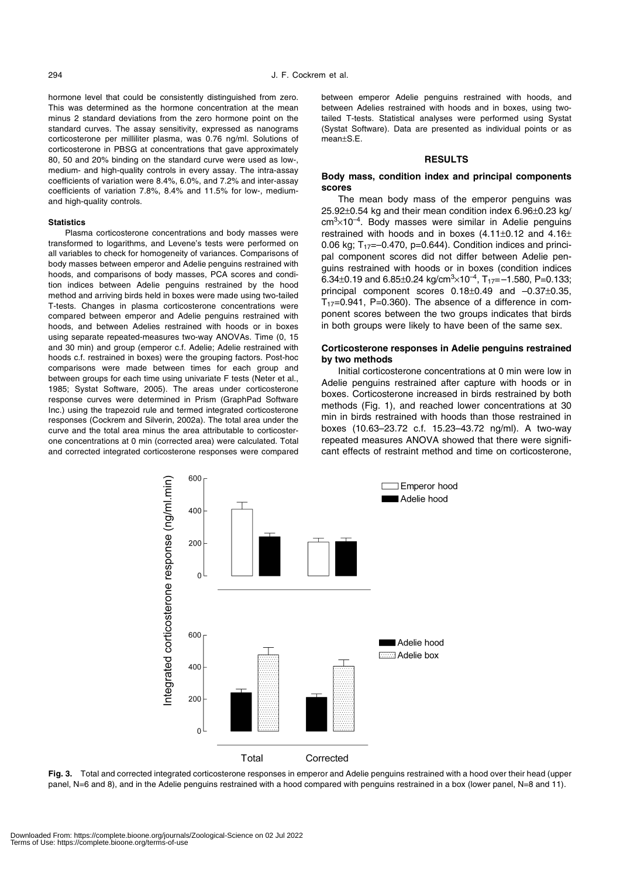hormone level that could be consistently distinguished from zero. This was determined as the hormone concentration at the mean minus 2 standard deviations from the zero hormone point on the standard curves. The assay sensitivity, expressed as nanograms corticosterone per milliliter plasma, was 0.76 ng/ml. Solutions of corticosterone in PBSG at concentrations that gave approximately 80, 50 and 20% binding on the standard curve were used as low-, medium- and high-quality controls in every assay. The intra-assay coefficients of variation were 8.4%, 6.0%, and 7.2% and inter-assay coefficients of variation 7.8%, 8.4% and 11.5% for low-, medium- and high-quality controls.

#### Statistics

Plasma corticosterone concentrations and body masses were transformed to logarithms, and Levene's tests were performed on all variables to check for homogeneity of variances. Comparisons of body masses between emperor and Adelie penguins restrained with hoods, and comparisons of body masses, PCA scores and condition indices between Adelie penguins restrained by the hood method and arriving birds held in boxes were made using two-tailed T-tests. Changes in plasma corticosterone concentrations were compared between emperor and Adelie penguins restrained with hoods, and between Adelies restrained with hoods or in boxes using separate repeated-measures two-way ANOVAs. Time (0, 15 and 30 min) and group (emperor c.f. Adelie; Adelie restrained with hoods c.f. restrained in boxes) were the grouping factors. Post-hoc comparisons were made between times for each group and between groups for each time using univariate F tests (Neter et al., 1985; Systat Software, 2005). The areas under corticosterone response curves were determined in Prism (GraphPad Software Inc.) using the trapezoid rule and termed integrated corticosterone responses (Cockrem and Silverin, 2002a). The total area under the curve and the total area minus the area attributable to corticosterone concentrations at 0 min (corrected area) were calculated. Total and corrected integrated corticosterone responses were compared between emperor Adelie penguins restrained with hoods, and between Adelies restrained with hoods and in boxes, using two-tailed T-tests. Statistical analyses were performed using Systat (Systat Software). Data are presented as individual points or as mean±S.E.

## RESULTS

### Body mass, condition index and principal components scores

The mean body mass of the emperor penguins was 25.92±0.54 kg and their mean condition index 6.96±0.23 kg/cm$^3$×10$^{-4}$. Body masses were similar in Adelie penguins restrained with hoods and in boxes (4.11±0.12 and 4.16±0.06 kg; $T_{17}$=–0.470, p=0.644). Condition indices and principal component scores did not differ between Adelie penguins restrained with hoods or in boxes (condition indices 6.34±0.19 and 6.85±0.24 kg/cm$^3$×10$^{-4}$, $T_{17}$=–1.580, P=0.133; principal component scores 0.18±0.49 and –0.37±0.35, $T_{17}$=0.941, P=0.360). The absence of a difference in component scores between the two groups indicates that birds in both groups were likely to have been of the same sex.

### Corticosterone responses in Adelie penguins restrained by two methods

Initial corticosterone concentrations at 0 min were low in Adelie penguins restrained after capture with hoods or in boxes. Corticosterone increased in birds restrained by both methods (Fig. 1), and reached lower concentrations at 30 min in birds restrained with hoods than those restrained in boxes (10.63–23.72 c.f. 15.23–43.72 ng/ml). A two-way repeated measures ANOVA showed that there were significant effects of restraint method and time on corticosterone,

**Fig. 3.** Total and corrected integrated corticosterone responses in emperor and Adelie penguins restrained with a hood over their head (upper panel, N=6 and 8), and in the Adelie penguins restrained with a hood compared with penguins restrained in a box (lower panel, N=8 and 11).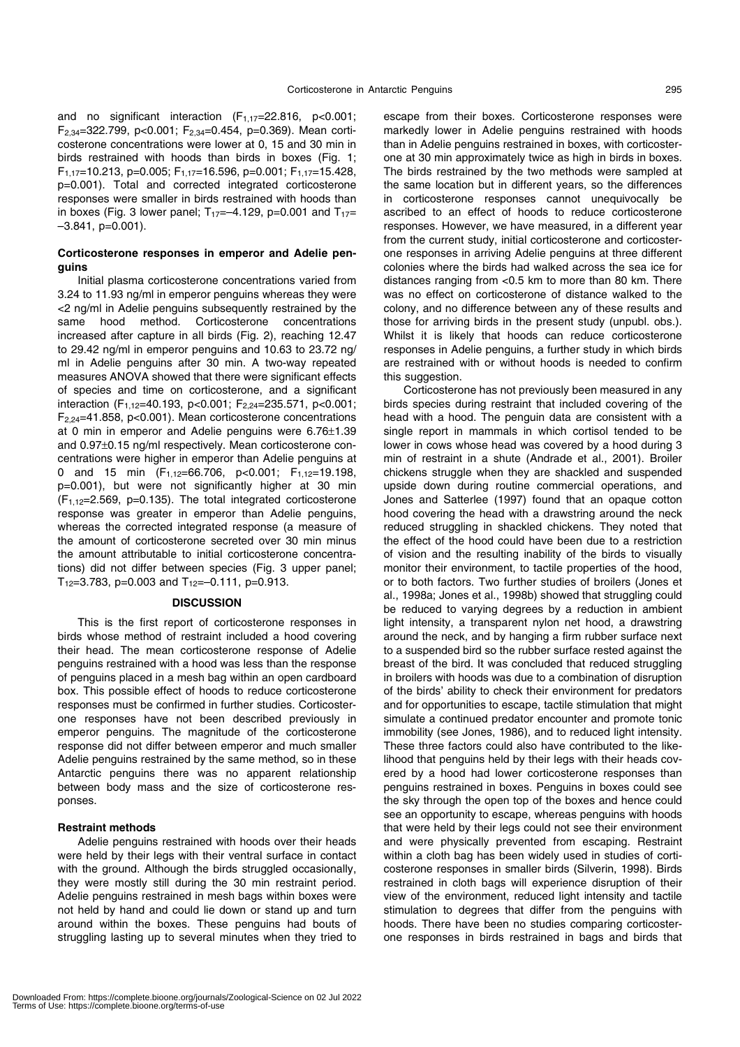and no significant interaction ($F_{1,17}$=22.816, p<0.001; $F_{2,34}$=322.799, p<0.001; $F_{2,34}$=0.454, p=0.369). Mean corticosterone concentrations were lower at 0, 15 and 30 min in birds restrained with hoods than birds in boxes (Fig. 1; $F_{1,17}$=10.213, p=0.005; $F_{1,17}$=16.596, p=0.001; $F_{1,17}$=15.428, p=0.001). Total and corrected integrated corticosterone responses were smaller in birds restrained with hoods than in boxes (Fig. 3 lower panel; $T_{17}$=–4.129, p=0.001 and $T_{17}$= –3.841, p=0.001).

### Corticosterone responses in emperor and Adelie penguins

Initial plasma corticosterone concentrations varied from 3.24 to 11.93 ng/ml in emperor penguins whereas they were <2 ng/ml in Adelie penguins subsequently restrained by the same hood method. Corticosterone concentrations increased after capture in all birds (Fig. 2), reaching 12.47 to 29.42 ng/ml in emperor penguins and 10.63 to 23.72 ng/ml in Adelie penguins after 30 min. A two-way repeated measures ANOVA showed that there were significant effects of species and time on corticosterone, and a significant interaction ($F_{1,12}$=40.193, p<0.001; $F_{2,24}$=235.571, p<0.001; $F_{2,24}$=41.858, p<0.001). Mean corticosterone concentrations at 0 min in emperor and Adelie penguins were 6.76±1.39 and 0.97±0.15 ng/ml respectively. Mean corticosterone concentrations were higher in emperor than Adelie penguins at 0 and 15 min ($F_{1,12}$=66.706, p<0.001; $F_{1,12}$=19.198, p=0.001), but were not significantly higher at 30 min ($F_{1,12}$=2.569, p=0.135). The total integrated corticosterone response was greater in emperor than Adelie penguins, whereas the corrected integrated response (a measure of the amount of corticosterone secreted over 30 min minus the amount attributable to initial corticosterone concentrations) did not differ between species (Fig. 3 upper panel; $T_{12}$=3.783, p=0.003 and $T_{12}$=–0.111, p=0.913.

## DISCUSSION

This is the first report of corticosterone responses in birds whose method of restraint included a hood covering their head. The mean corticosterone response of Adelie penguins restrained with a hood was less than the response of penguins placed in a mesh bag within an open cardboard box. This possible effect of hoods to reduce corticosterone responses must be confirmed in further studies. Corticosterone responses have not been described previously in emperor penguins. The magnitude of the corticosterone response did not differ between emperor and much smaller Adelie penguins restrained by the same method, so in these Antarctic penguins there was no apparent relationship between body mass and the size of corticosterone responses.

### Restraint methods

Adelie penguins restrained with hoods over their heads were held by their legs with their ventral surface in contact with the ground. Although the birds struggled occasionally, they were mostly still during the 30 min restraint period. Adelie penguins restrained in mesh bags within boxes were not held by hand and could lie down or stand up and turn around within the boxes. These penguins had bouts of struggling lasting up to several minutes when they tried to escape from their boxes. Corticosterone responses were markedly lower in Adelie penguins restrained with hoods than in Adelie penguins restrained in boxes, with corticosterone at 30 min approximately twice as high in birds in boxes. The birds restrained by the two methods were sampled at the same location but in different years, so the differences in corticosterone responses cannot unequivocally be ascribed to an effect of hoods to reduce corticosterone responses. However, we have measured, in a different year from the current study, initial corticosterone and corticosterone responses in arriving Adelie penguins at three different colonies where the birds had walked across the sea ice for distances ranging from <0.5 km to more than 80 km. There was no effect on corticosterone of distance walked to the colony, and no difference between any of these results and those for arriving birds in the present study (unpubl. obs.). Whilst it is likely that hoods can reduce corticosterone responses in Adelie penguins, a further study in which birds are restrained with or without hoods is needed to confirm this suggestion.

Corticosterone has not previously been measured in any birds species during restraint that included covering of the head with a hood. The penguin data are consistent with a single report in mammals in which cortisol tended to be lower in cows whose head was covered by a hood during 3 min of restraint in a shute (Andrade et al., 2001). Broiler chickens struggle when they are shackled and suspended upside down during routine commercial operations, and Jones and Satterlee (1997) found that an opaque cotton hood covering the head with a drawstring around the neck reduced struggling in shackled chickens. They noted that the effect of the hood could have been due to a restriction of vision and the resulting inability of the birds to visually monitor their environment, to tactile properties of the hood, or to both factors. Two further studies of broilers (Jones et al., 1998a; Jones et al., 1998b) showed that struggling could be reduced to varying degrees by a reduction in ambient light intensity, a transparent nylon net hood, a drawstring around the neck, and by hanging a firm rubber surface next to a suspended bird so the rubber surface rested against the breast of the bird. It was concluded that reduced struggling in broilers with hoods was due to a combination of disruption of the birds' ability to check their environment for predators and for opportunities to escape, tactile stimulation that might simulate a continued predator encounter and promote tonic immobility (see Jones, 1986), and to reduced light intensity. These three factors could also have contributed to the likelihood that penguins held by their legs with their heads covered by a hood had lower corticosterone responses than penguins restrained in boxes. Penguins in boxes could see the sky through the open top of the boxes and hence could see an opportunity to escape, whereas penguins with hoods that were held by their legs could not see their environment and were physically prevented from escaping. Restraint within a cloth bag has been widely used in studies of corticosterone responses in smaller birds (Silverin, 1998). Birds restrained in cloth bags will experience disruption of their view of the environment, reduced light intensity and tactile stimulation to degrees that differ from the penguins with hoods. There have been no studies comparing corticosterone responses in birds restrained in bags and birds that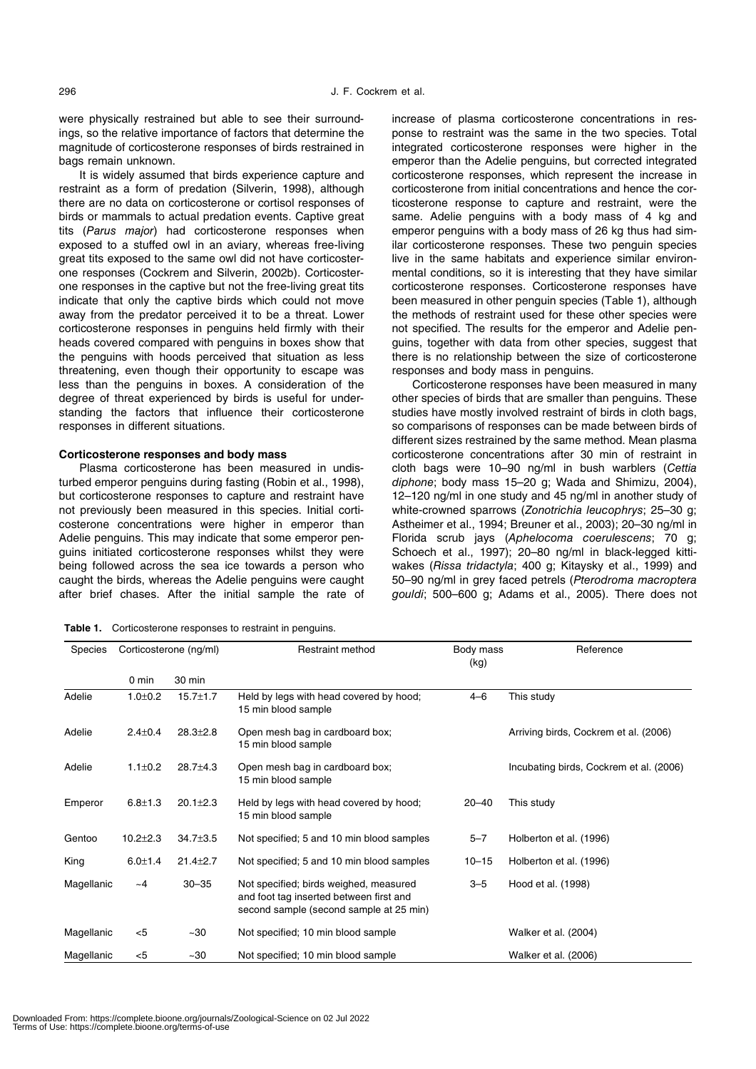were physically restrained but able to see their surroundings, so the relative importance of factors that determine the magnitude of corticosterone responses of birds restrained in bags remain unknown.

It is widely assumed that birds experience capture and restraint as a form of predation (Silverin, 1998), although there are no data on corticosterone or cortisol responses of birds or mammals to actual predation events. Captive great tits (*Parus major*) had corticosterone responses when exposed to a stuffed owl in an aviary, whereas free-living great tits exposed to the same owl did not have corticosterone responses (Cockrem and Silverin, 2002b). Corticosterone responses in the captive but not the free-living great tits indicate that only the captive birds which could not move away from the predator perceived it to be a threat. Lower corticosterone responses in penguins held firmly with their heads covered compared with penguins in boxes show that the penguins with hoods perceived that situation as less threatening, even though their opportunity to escape was less than the penguins in boxes. A consideration of the degree of threat experienced by birds is useful for understanding the factors that influence their corticosterone responses in different situations.

#### Corticosterone responses and body mass

Plasma corticosterone has been measured in undisturbed emperor penguins during fasting (Robin et al., 1998), but corticosterone responses to capture and restraint have not previously been measured in this species. Initial corticosterone concentrations were higher in emperor than Adelie penguins. This may indicate that some emperor penguins initiated corticosterone responses whilst they were being followed across the sea ice towards a person who caught the birds, whereas the Adelie penguins were caught after brief chases. After the initial sample the rate of increase of plasma corticosterone concentrations in response to restraint was the same in the two species. Total integrated corticosterone responses were higher in the emperor than the Adelie penguins, but corrected integrated corticosterone responses, which represent the increase in corticosterone from initial concentrations and hence the corticosterone response to capture and restraint, were the same. Adelie penguins with a body mass of 4 kg and emperor penguins with a body mass of 26 kg thus had similar corticosterone responses. These two penguin species live in the same habitats and experience similar environmental conditions, so it is interesting that they have similar corticosterone responses. Corticosterone responses have been measured in other penguin species (Table 1), although the methods of restraint used for these other species were not specified. The results for the emperor and Adelie penguins, together with data from other species, suggest that there is no relationship between the size of corticosterone responses and body mass in penguins.

Corticosterone responses have been measured in many other species of birds that are smaller than penguins. These studies have mostly involved restraint of birds in cloth bags, so comparisons of responses can be made between birds of different sizes restrained by the same method. Mean plasma corticosterone concentrations after 30 min of restraint in cloth bags were 10–90 ng/ml in bush warblers (*Cettia diphone*; body mass 15–20 g; Wada and Shimizu, 2004), 12–120 ng/ml in one study and 45 ng/ml in another study of white-crowned sparrows (*Zonotrichia leucophrys*; 25–30 g; Astheimer et al., 1994; Breuner et al., 2003); 20–30 ng/ml in Florida scrub jays (*Aphelocoma coerulescens*; 70 g; Schoech et al., 1997); 20–80 ng/ml in black-legged kittiwakes (*Rissa tridactyla*; 400 g; Kitaysky et al., 1999) and 50–90 ng/ml in grey faced petrels (*Pterodroma macroptera gouldi*; 500–600 g; Adams et al., 2005). There does not

**Table 1.** Corticosterone responses to restraint in penguins.

| Species | Corticosterone (ng/ml) | | Restraint method | Body mass (kg) | Reference |
|---|---|---|---|---|---|
| | 0 min | 30 min | | | |
| Adelie | 1.0±0.2 | 15.7±1.7 | Held by legs with head covered by hood; 15 min blood sample | 4–6 | This study |
| Adelie | 2.4±0.4 | 28.3±2.8 | Open mesh bag in cardboard box; 15 min blood sample | | Arriving birds, Cockrem et al. (2006) |
| Adelie | 1.1±0.2 | 28.7±4.3 | Open mesh bag in cardboard box; 15 min blood sample | | Incubating birds, Cockrem et al. (2006) |
| Emperor | 6.8±1.3 | 20.1±2.3 | Held by legs with head covered by hood; 15 min blood sample | 20–40 | This study |
| Gentoo | 10.2±2.3 | 34.7±3.5 | Not specified; 5 and 10 min blood samples | 5–7 | Holberton et al. (1996) |
| King | 6.0±1.4 | 21.4±2.7 | Not specified; 5 and 10 min blood samples | 10–15 | Holberton et al. (1996) |
| Magellanic | ~4 | 30–35 | Not specified; birds weighed, measured and foot tag inserted between first and second sample (second sample at 25 min) | 3–5 | Hood et al. (1998) |
| Magellanic | <5 | ~30 | Not specified; 10 min blood sample | | Walker et al. (2004) |
| Magellanic | <5 | ~30 | Not specified; 10 min blood sample | | Walker et al. (2006) |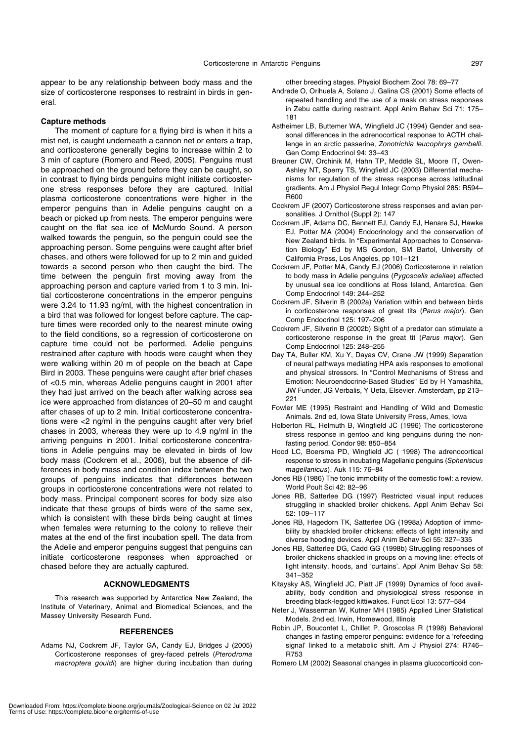appear to be any relationship between body mass and the size of corticosterone responses to restraint in birds in general.

### Capture methods

The moment of capture for a flying bird is when it hits a mist net, is caught underneath a cannon net or enters a trap, and corticosterone generally begins to increase within 2 to 3 min of capture (Romero and Reed, 2005). Penguins must be approached on the ground before they can be caught, so in contrast to flying birds penguins might initiate corticosterone stress responses before they are captured. Initial plasma corticosterone concentrations were higher in the emperor penguins than in Adelie penguins caught on a beach or picked up from nests. The emperor penguins were caught on the flat sea ice of McMurdo Sound. A person walked towards the penguin, so the penguin could see the approaching person. Some penguins were caught after brief chases, and others were followed for up to 2 min and guided towards a second person who then caught the bird. The time between the penguin first moving away from the approaching person and capture varied from 1 to 3 min. Initial corticosterone concentrations in the emperor penguins were 3.24 to 11.93 ng/ml, with the highest concentration in a bird that was followed for longest before capture. The capture times were recorded only to the nearest minute owing to the field conditions, so a regression of corticosterone on capture time could not be performed. Adelie penguins restrained after capture with hoods were caught when they were walking within 20 m of people on the beach at Cape Bird in 2003. These penguins were caught after brief chases of <0.5 min, whereas Adelie penguins caught in 2001 after they had just arrived on the beach after walking across sea ice were approached from distances of 20–50 m and caught after chases of up to 2 min. Initial corticosterone concentrations were <2 ng/ml in the penguins caught after very brief chases in 2003, whereas they were up to 4.9 ng/ml in the arriving penguins in 2001. Initial corticosterone concentrations in Adelie penguins may be elevated in birds of low body mass (Cockrem et al., 2006), but the absence of differences in body mass and condition index between the two groups of penguins indicates that differences between groups in corticosterone concentrations were not related to body mass. Principal component scores for body size also indicate that these groups of birds were of the same sex, which is consistent with these birds being caught at times when females were returning to the colony to relieve their mates at the end of the first incubation spell. The data from the Adelie and emperor penguins suggest that penguins can initiate corticosterone responses when approached or chased before they are actually captured.

## ACKNOWLEDGMENTS

This research was supported by Antarctica New Zealand, the Institute of Veterinary, Animal and Biomedical Sciences, and the Massey University Research Fund.

## REFERENCES

Adams NJ, Cockrem JF, Taylor GA, Candy EJ, Bridges J (2005) Corticosterone responses of grey-faced petrels (*Pterodroma macroptera gouldi*) are higher during incubation than during other breeding stages. Physiol Biochem Zool 78: 69–77

Andrade O, Orihuela A, Solano J, Galina CS (2001) Some effects of repeated handling and the use of a mask on stress responses in Zebu cattle during restraint. Appl Anim Behav Sci 71: 175–181

Astheimer LB, Buttemer WA, Wingfield JC (1994) Gender and seasonal differences in the adrenocortical response to ACTH challenge in an arctic passerine, *Zonotrichia leucophrys gambelli*. Gen Comp Endocrinol 94: 33–43

Breuner CW, Orchinik M, Hahn TP, Meddle SL, Moore IT, Owen-Ashley NT, Sperry TS, Wingfield JC (2003) Differential mechanisms for regulation of the stress response across latitudinal gradients. Am J Physiol Regul Integr Comp Physiol 285: R594–R600

Cockrem JF (2007) Corticosterone stress responses and avian personalities. J Ornithol (Suppl 2): 147

Cockrem JF, Adams DC, Bennett EJ, Candy EJ, Henare SJ, Hawke EJ, Potter MA (2004) Endocrinology and the conservation of New Zealand birds. In "Experimental Approaches to Conservation Biology" Ed by MS Gordon, SM Bartol, University of California Press, Los Angeles, pp 101–121

Cockrem JF, Potter MA, Candy EJ (2006) Corticosterone in relation to body mass in Adelie penguins (*Pygoscelis adeliae*) affected by unusual sea ice conditions at Ross Island, Antarctica. Gen Comp Endocrinol 149: 244–252

Cockrem JF, Silverin B (2002a) Variation within and between birds in corticosterone responses of great tits (*Parus major*). Gen Comp Endocrinol 125: 197–206

Cockrem JF, Silverin B (2002b) Sight of a predator can stimulate a corticosterone response in the great tit (*Parus major*). Gen Comp Endocrinol 125: 248–255

Day TA, Buller KM, Xu Y, Dayas CV, Crane JW (1999) Separation of neural pathways mediating HPA axis responses to emotional and physical stressors. In "Control Mechanisms of Stress and Emotion: Neuroendocrine-Based Studies" Ed by H Yamashita, JW Funder, JG Verbalis, Y Ueta, Elsevier, Amsterdam, pp 213–221

Fowler ME (1995) Restraint and Handling of Wild and Domestic Animals. 2nd ed, Iowa State University Press, Ames, Iowa

Holberton RL, Helmuth B, Wingfield JC (1996) The corticosterone stress response in gentoo and king penguins during the nonfasting period. Condor 98: 850–854

Hood LC, Boersma PD, Wingfield JC ( 1998) The adrenocortical response to stress in incubating Magellanic penguins (*Spheniscus magellanicus*). Auk 115: 76–84

Jones RB (1986) The tonic immobility of the domestic fowl: a review. World Poult Sci 42: 82–96

Jones RB, Satterlee DG (1997) Restricted visual input reduces struggling in shackled broiler chickens. Appl Anim Behav Sci 52: 109–117

Jones RB, Hagedorn TK, Satterlee DG (1998a) Adoption of immobility by shackled broiler chickens: effects of light intensity and diverse hooding devices. Appl Anim Behav Sci 55: 327–335

Jones RB, Satterlee DG, Cadd GG (1998b) Struggling responses of broiler chickens shackled in groups on a moving line: effects of light intensity, hoods, and 'curtains'. Appl Anim Behav Sci 58: 341–352

Kitaysky AS, Wingfield JC, Piatt JF (1999) Dynamics of food availability, body condition and physiological stress response in breeding black-legged kittiwakes. Funct Ecol 13: 577–584

Neter J, Wasserman W, Kutner MH (1985) Applied Liner Statistical Models. 2nd ed, Irwin, Homewood, Illinois

Robin JP, Boucontet L, Chillet P, Groscolas R (1998) Behavioral changes in fasting emperor penguins: evidence for a 'refeeding signal' linked to a metabolic shift. Am J Physiol 274: R746–R753

Romero LM (2002) Seasonal changes in plasma glucocorticoid con-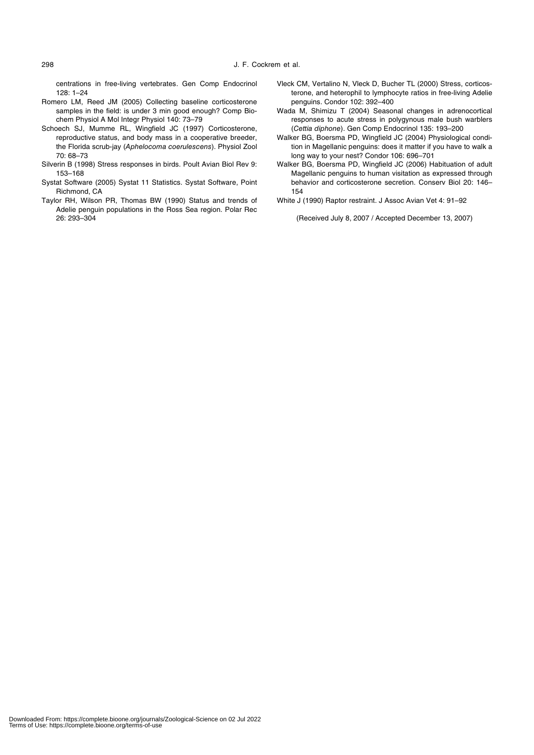centrations in free-living vertebrates. Gen Comp Endocrinol 128: 1–24

Romero LM, Reed JM (2005) Collecting baseline corticosterone samples in the field: is under 3 min good enough? Comp Biochem Physiol A Mol Integr Physiol 140: 73–79

Schoech SJ, Mumme RL, Wingfield JC (1997) Corticosterone, reproductive status, and body mass in a cooperative breeder, the Florida scrub-jay (*Aphelocoma coerulescens*). Physiol Zool 70: 68–73

Silverin B (1998) Stress responses in birds. Poult Avian Biol Rev 9: 153–168

Systat Software (2005) Systat 11 Statistics. Systat Software, Point Richmond, CA

Taylor RH, Wilson PR, Thomas BW (1990) Status and trends of Adelie penguin populations in the Ross Sea region. Polar Rec 26: 293–304

Vleck CM, Vertalino N, Vleck D, Bucher TL (2000) Stress, corticosterone, and heterophil to lymphocyte ratios in free-living Adelie penguins. Condor 102: 392–400

Wada M, Shimizu T (2004) Seasonal changes in adrenocortical responses to acute stress in polygynous male bush warblers (*Cettia diphone*). Gen Comp Endocrinol 135: 193–200

Walker BG, Boersma PD, Wingfield JC (2004) Physiological condition in Magellanic penguins: does it matter if you have to walk a long way to your nest? Condor 106: 696–701

Walker BG, Boersma PD, Wingfield JC (2006) Habituation of adult Magellanic penguins to human visitation as expressed through behavior and corticosterone secretion. Conserv Biol 20: 146–154

White J (1990) Raptor restraint. J Assoc Avian Vet 4: 91–92

(Received July 8, 2007 / Accepted December 13, 2007)